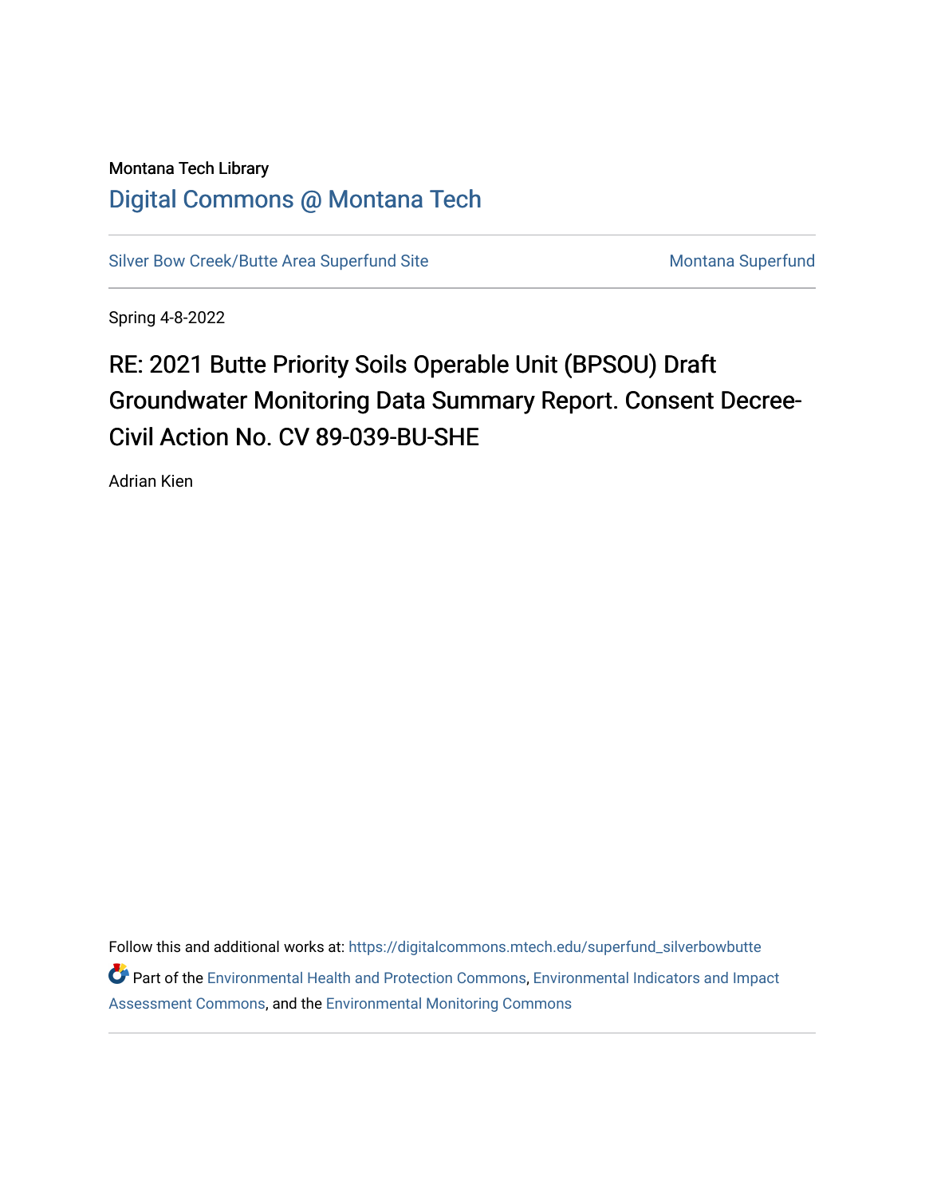Montana Tech Library

Digital Commons @ Montana Tech

Silver Bow Creek/Butte Area Superfund Site

Montana Superfund

Spring 4-8-2022

# RE: 2021 Butte Priority Soils Operable Unit (BPSOU) Draft Groundwater Monitoring Data Summary Report. Consent Decree-Civil Action No. CV 89-039-BU-SHE

Adrian Kien

Follow this and additional works at: https://digitalcommons.mtech.edu/superfund_silverbowbutte

Part of the Environmental Health and Protection Commons, Environmental Indicators and Impact Assessment Commons, and the Environmental Monitoring Commons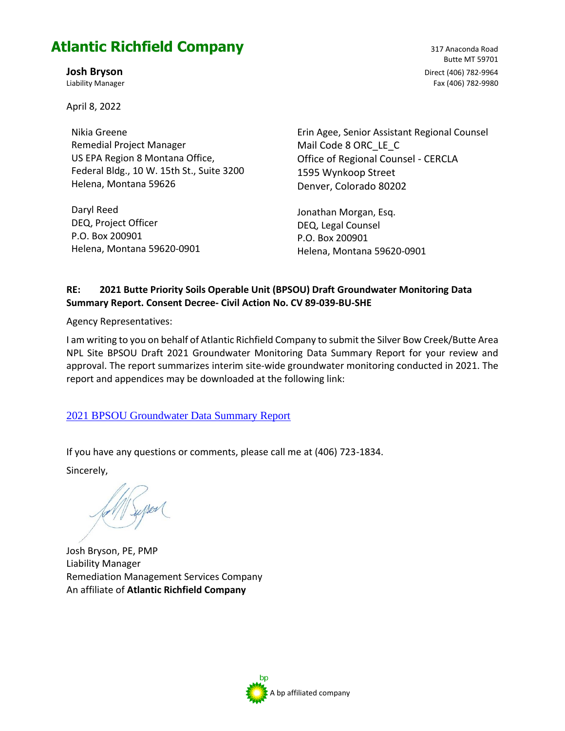# Atlantic Richfield Company

**Josh Bryson**
Liability Manager

317 Anaconda Road
Butte MT 59701
Direct (406) 782-9964
Fax (406) 782-9980

April 8, 2022

Nikia Greene
Remedial Project Manager
US EPA Region 8 Montana Office,
Federal Bldg., 10 W. 15th St., Suite 3200
Helena, Montana 59626

Erin Agee, Senior Assistant Regional Counsel
Mail Code 8 ORC_LE_C
Office of Regional Counsel - CERCLA
1595 Wynkoop Street
Denver, Colorado 80202

Daryl Reed
DEQ, Project Officer
P.O. Box 200901
Helena, Montana 59620-0901

Jonathan Morgan, Esq.
DEQ, Legal Counsel
P.O. Box 200901
Helena, Montana 59620-0901

**RE: 2021 Butte Priority Soils Operable Unit (BPSOU) Draft Groundwater Monitoring Data Summary Report. Consent Decree- Civil Action No. CV 89-039-BU-SHE**

Agency Representatives:

I am writing to you on behalf of Atlantic Richfield Company to submit the Silver Bow Creek/Butte Area NPL Site BPSOU Draft 2021 Groundwater Monitoring Data Summary Report for your review and approval. The report summarizes interim site-wide groundwater monitoring conducted in 2021. The report and appendices may be downloaded at the following link:

2021 BPSOU Groundwater Data Summary Report

If you have any questions or comments, please call me at (406) 723-1834.

Sincerely,

Josh Bryson, PE, PMP
Liability Manager
Remediation Management Services Company
An affiliate of **Atlantic Richfield Company**

bp A bp affiliated company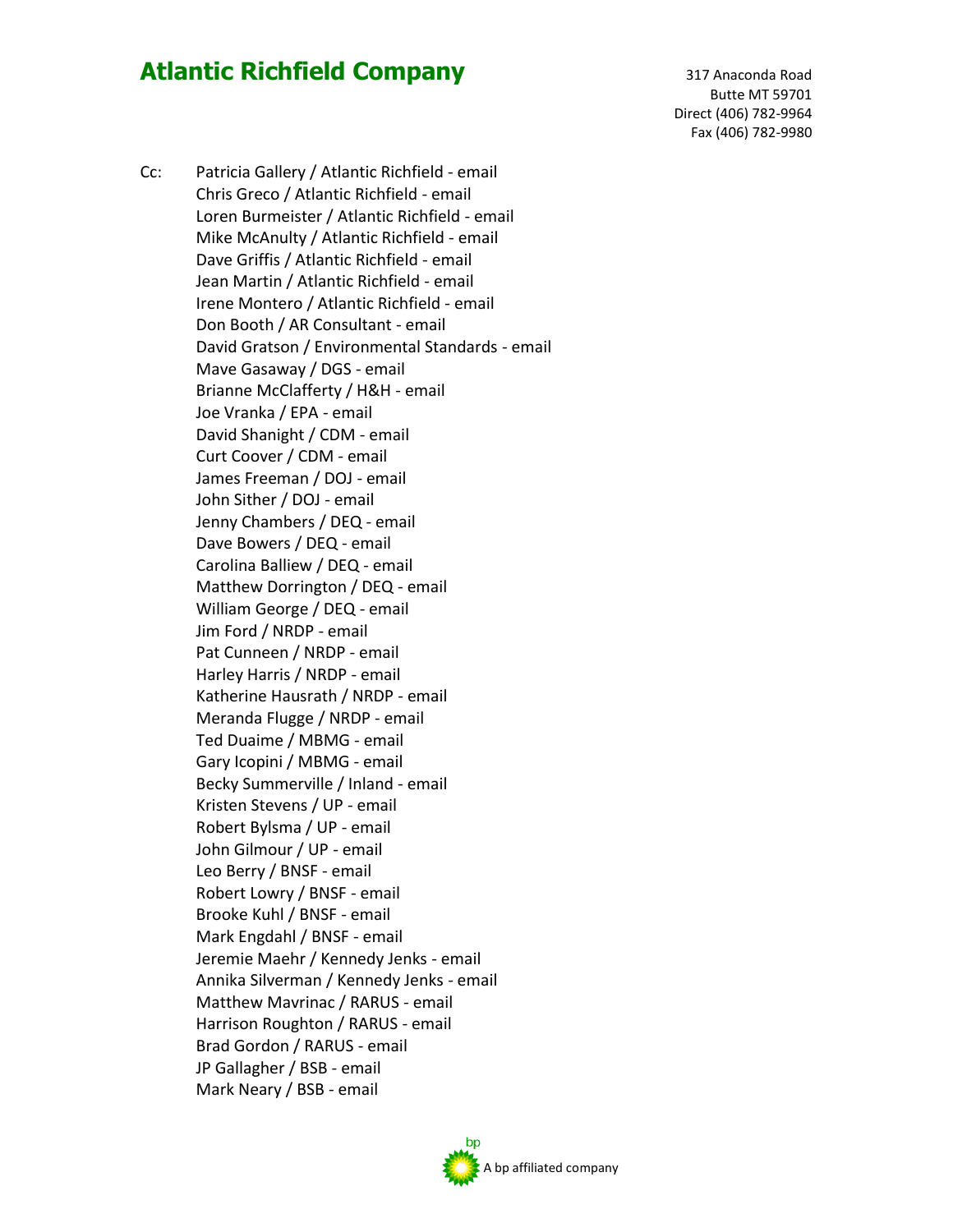Cc: Patricia Gallery / Atlantic Richfield - email
Chris Greco / Atlantic Richfield - email
Loren Burmeister / Atlantic Richfield - email
Mike McAnulty / Atlantic Richfield - email
Dave Griffis / Atlantic Richfield - email
Jean Martin / Atlantic Richfield - email
Irene Montero / Atlantic Richfield - email
Don Booth / AR Consultant - email
David Gratson / Environmental Standards - email
Mave Gasaway / DGS - email
Brianne McClafferty / H&H - email
Joe Vranka / EPA - email
David Shanight / CDM - email
Curt Coover / CDM - email
James Freeman / DOJ - email
John Sither / DOJ - email
Jenny Chambers / DEQ - email
Dave Bowers / DEQ - email
Carolina Balliew / DEQ - email
Matthew Dorrington / DEQ - email
William George / DEQ - email
Jim Ford / NRDP - email
Pat Cunneen / NRDP - email
Harley Harris / NRDP - email
Katherine Hausrath / NRDP - email
Meranda Flugge / NRDP - email
Ted Duaime / MBMG - email
Gary Icopini / MBMG - email
Becky Summerville / Inland - email
Kristen Stevens / UP - email
Robert Bylsma / UP - email
John Gilmour / UP - email
Leo Berry / BNSF - email
Robert Lowry / BNSF - email
Brooke Kuhl / BNSF - email
Mark Engdahl / BNSF - email
Jeremie Maehr / Kennedy Jenks - email
Annika Silverman / Kennedy Jenks - email
Matthew Mavrinac / RARUS - email
Harrison Roughton / RARUS - email
Brad Gordon / RARUS - email
JP Gallagher / BSB - email
Mark Neary / BSB - email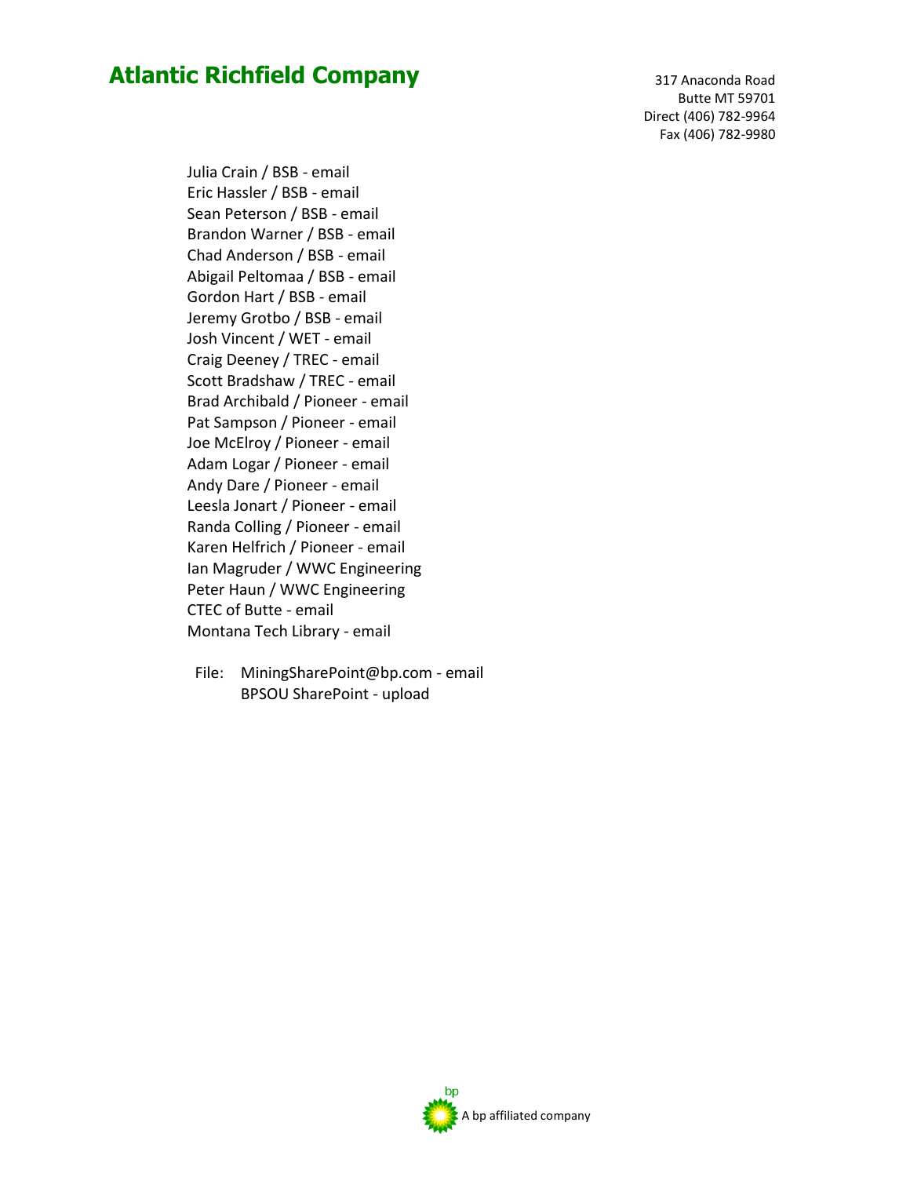# Atlantic Richfield Company

317 Anaconda Road
Butte MT 59701
Direct (406) 782-9964
Fax (406) 782-9980

Julia Crain / BSB - email
Eric Hassler / BSB - email
Sean Peterson / BSB - email
Brandon Warner / BSB - email
Chad Anderson / BSB - email
Abigail Peltomaa / BSB - email
Gordon Hart / BSB - email
Jeremy Grotbo / BSB - email
Josh Vincent / WET - email
Craig Deeney / TREC - email
Scott Bradshaw / TREC - email
Brad Archibald / Pioneer - email
Pat Sampson / Pioneer - email
Joe McElroy / Pioneer - email
Adam Logar / Pioneer - email
Andy Dare / Pioneer - email
Leesla Jonart / Pioneer - email
Randa Colling / Pioneer - email
Karen Helfrich / Pioneer - email
Ian Magruder / WWC Engineering
Peter Haun / WWC Engineering
CTEC of Butte - email
Montana Tech Library - email

File: MiningSharePoint@bp.com - email
BPSOU SharePoint - upload

A bp affiliated company